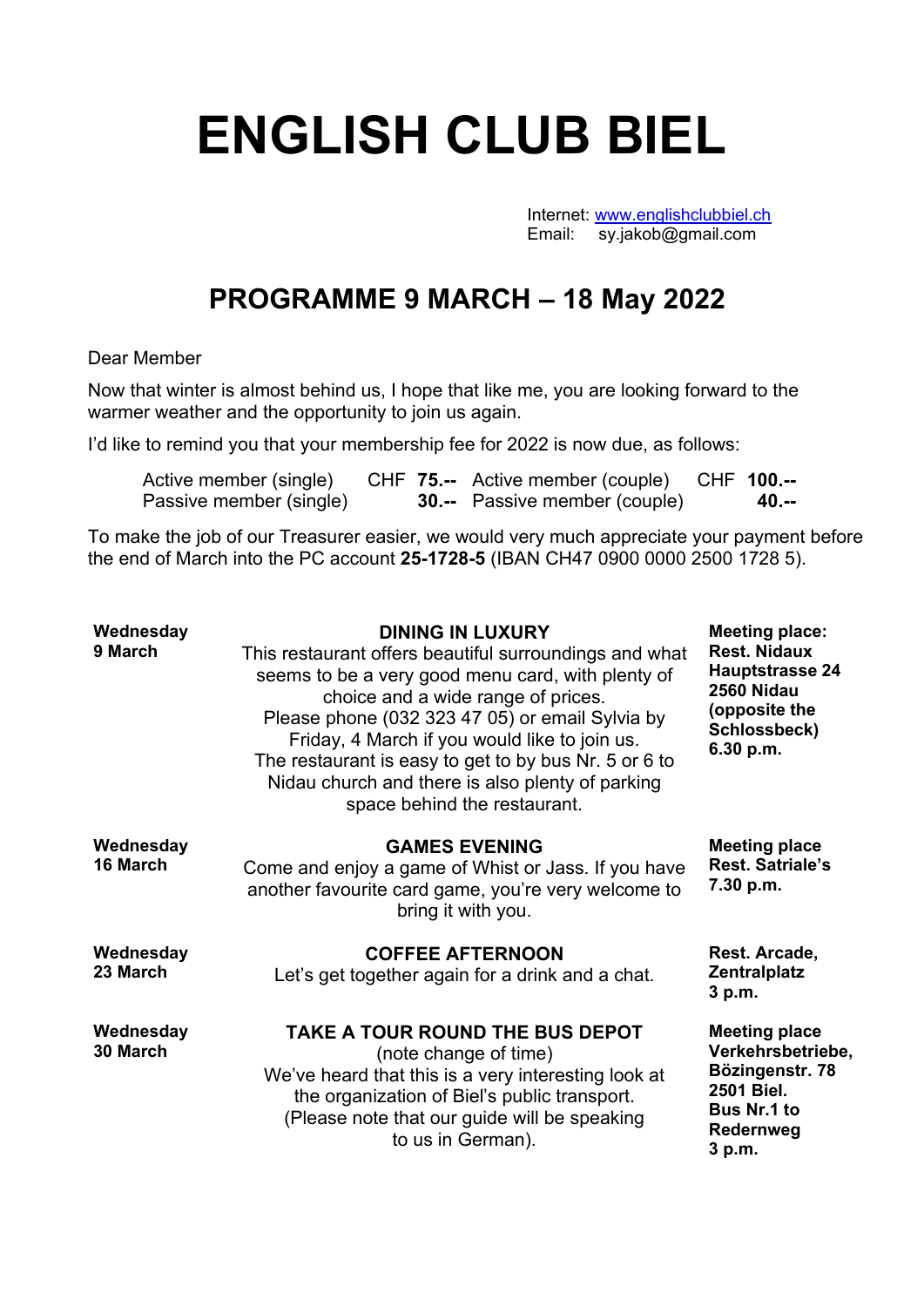# ENGLISH CLUB BIEL

Internet: www.englishclubbiel.ch
Email: sy.jakob@gmail.com

## PROGRAMME 9 MARCH – 18 May 2022

Dear Member

Now that winter is almost behind us, I hope that like me, you are looking forward to the warmer weather and the opportunity to join us again.

I'd like to remind you that your membership fee for 2022 is now due, as follows:

| | | | |
|---|---|---|---|
| Active member (single) | CHF **75.--** | Active member (couple) | CHF **100.--** |
| Passive member (single) | **30.--** | Passive member (couple) | **40.--** |

To make the job of our Treasurer easier, we would very much appreciate your payment before the end of March into the PC account **25-1728-5** (IBAN CH47 0900 0000 2500 1728 5).

| | | |
|---|---|---|
| **Wednesday 9 March** | **DINING IN LUXURY**<br>This restaurant offers beautiful surroundings and what seems to be a very good menu card, with plenty of choice and a wide range of prices.<br>Please phone (032 323 47 05) or email Sylvia by Friday, 4 March if you would like to join us.<br>The restaurant is easy to get to by bus Nr. 5 or 6 to Nidau church and there is also plenty of parking space behind the restaurant. | **Meeting place:<br>Rest. Nidaux<br>Hauptstrasse 24<br>2560 Nidau<br>(opposite the Schlossbeck)<br>6.30 p.m.** |
| **Wednesday 16 March** | **GAMES EVENING**<br>Come and enjoy a game of Whist or Jass. If you have another favourite card game, you're very welcome to bring it with you. | **Meeting place<br>Rest. Satriale's<br>7.30 p.m.** |
| **Wednesday 23 March** | **COFFEE AFTERNOON**<br>Let's get together again for a drink and a chat. | **Rest. Arcade,<br>Zentralplatz<br>3 p.m.** |
| **Wednesday 30 March** | **TAKE A TOUR ROUND THE BUS DEPOT**<br>(note change of time)<br>We've heard that this is a very interesting look at the organization of Biel's public transport.<br>(Please note that our guide will be speaking to us in German). | **Meeting place<br>Verkehrsbetriebe,<br>Bözingenstr. 78<br>2501 Biel.<br>Bus Nr.1 to Redernweg<br>3 p.m.** |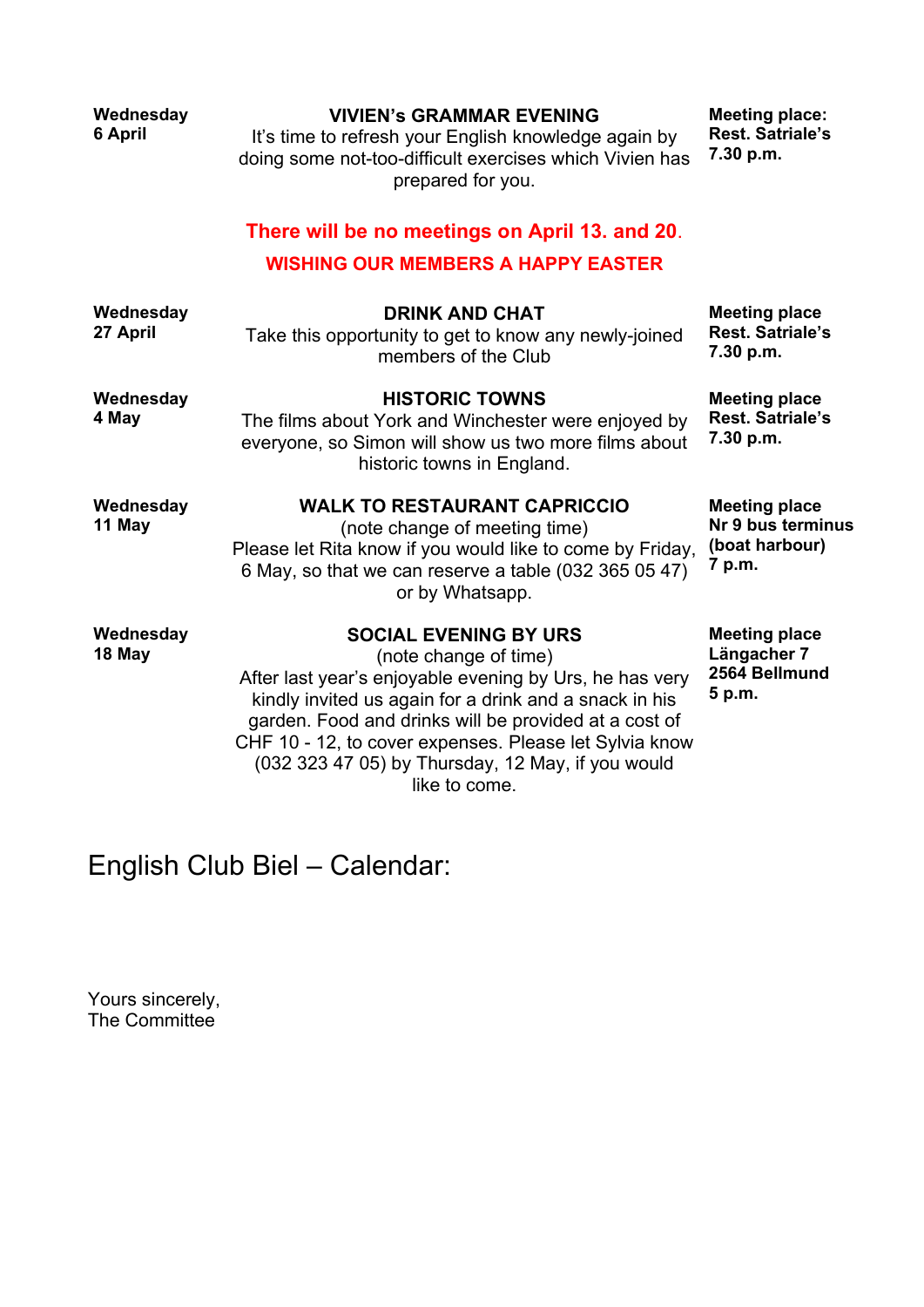| | | |
|---|---|---|
| **Wednesday 6 April** | **VIVIEN's GRAMMAR EVENING**<br>It's time to refresh your English knowledge again by doing some not-too-difficult exercises which Vivien has prepared for you. | **Meeting place: Rest. Satriale's 7.30 p.m.** |

**There will be no meetings on April 13. and 20.**

**WISHING OUR MEMBERS A HAPPY EASTER**

| | | |
|---|---|---|
| **Wednesday 27 April** | **DRINK AND CHAT**<br>Take this opportunity to get to know any newly-joined members of the Club | **Meeting place Rest. Satriale's 7.30 p.m.** |
| **Wednesday 4 May** | **HISTORIC TOWNS**<br>The films about York and Winchester were enjoyed by everyone, so Simon will show us two more films about historic towns in England. | **Meeting place Rest. Satriale's 7.30 p.m.** |
| **Wednesday 11 May** | **WALK TO RESTAURANT CAPRICCIO**<br>(note change of meeting time)<br>Please let Rita know if you would like to come by Friday, 6 May, so that we can reserve a table (032 365 05 47) or by Whatsapp. | **Meeting place Nr 9 bus terminus (boat harbour) 7 p.m.** |
| **Wednesday 18 May** | **SOCIAL EVENING BY URS**<br>(note change of time)<br>After last year's enjoyable evening by Urs, he has very kindly invited us again for a drink and a snack in his garden. Food and drinks will be provided at a cost of CHF 10 - 12, to cover expenses. Please let Sylvia know (032 323 47 05) by Thursday, 12 May, if you would like to come. | **Meeting place Längacher 7 2564 Bellmund 5 p.m.** |

# English Club Biel – Calendar:

Yours sincerely,
The Committee